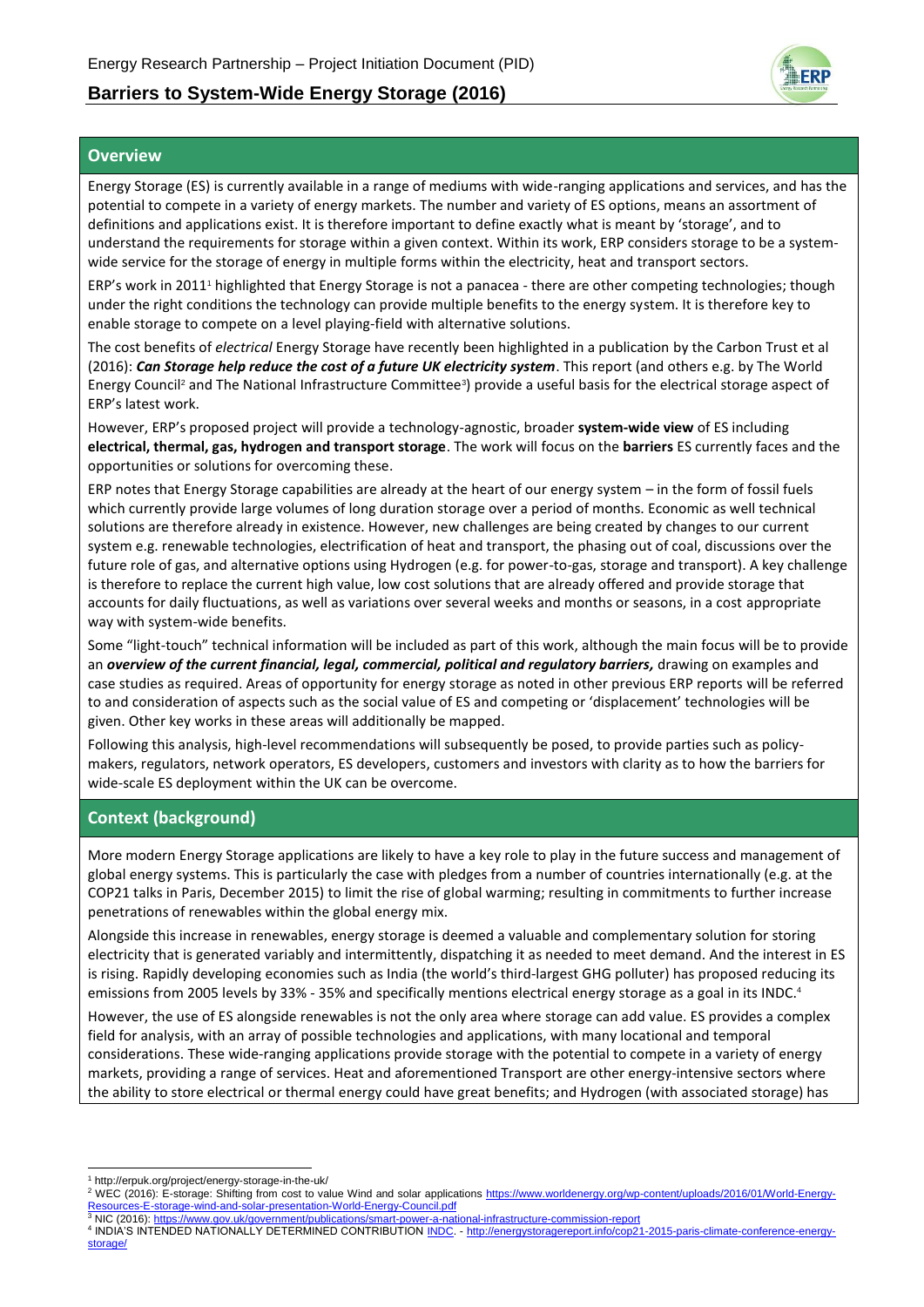# Barriers to System-Wide Energy Storage (2016)

Energy Research Partnership – Project Initiation Document (PID)

## Overview

Energy Storage (ES) is currently available in a range of mediums with wide-ranging applications and services, and has the potential to compete in a variety of energy markets. The number and variety of ES options, means an assortment of definitions and applications exist. It is therefore important to define exactly what is meant by 'storage', and to understand the requirements for storage within a given context. Within its work, ERP considers storage to be a system-wide service for the storage of energy in multiple forms within the electricity, heat and transport sectors.

ERP's work in 2011[1] highlighted that Energy Storage is not a panacea - there are other competing technologies; though under the right conditions the technology can provide multiple benefits to the energy system. It is therefore key to enable storage to compete on a level playing-field with alternative solutions.

The cost benefits of *electrical* Energy Storage have recently been highlighted in a publication by the Carbon Trust et al (2016): ***Can Storage help reduce the cost of a future UK electricity system***. This report (and others e.g. by The World Energy Council[2] and The National Infrastructure Committee[3]) provide a useful basis for the electrical storage aspect of ERP's latest work.

However, ERP's proposed project will provide a technology-agnostic, broader **system-wide view** of ES including **electrical, thermal, gas, hydrogen and transport storage**. The work will focus on the **barriers** ES currently faces and the opportunities or solutions for overcoming these.

ERP notes that Energy Storage capabilities are already at the heart of our energy system – in the form of fossil fuels which currently provide large volumes of long duration storage over a period of months. Economic as well technical solutions are therefore already in existence. However, new challenges are being created by changes to our current system e.g. renewable technologies, electrification of heat and transport, the phasing out of coal, discussions over the future role of gas, and alternative options using Hydrogen (e.g. for power-to-gas, storage and transport). A key challenge is therefore to replace the current high value, low cost solutions that are already offered and provide storage that accounts for daily fluctuations, as well as variations over several weeks and months or seasons, in a cost appropriate way with system-wide benefits.

Some "light-touch" technical information will be included as part of this work, although the main focus will be to provide an ***overview of the current financial, legal, commercial, political and regulatory barriers,*** drawing on examples and case studies as required. Areas of opportunity for energy storage as noted in other previous ERP reports will be referred to and consideration of aspects such as the social value of ES and competing or 'displacement' technologies will be given. Other key works in these areas will additionally be mapped.

Following this analysis, high-level recommendations will subsequently be posed, to provide parties such as policy-makers, regulators, network operators, ES developers, customers and investors with clarity as to how the barriers for wide-scale ES deployment within the UK can be overcome.

## Context (background)

More modern Energy Storage applications are likely to have a key role to play in the future success and management of global energy systems. This is particularly the case with pledges from a number of countries internationally (e.g. at the COP21 talks in Paris, December 2015) to limit the rise of global warming; resulting in commitments to further increase penetrations of renewables within the global energy mix.

Alongside this increase in renewables, energy storage is deemed a valuable and complementary solution for storing electricity that is generated variably and intermittently, dispatching it as needed to meet demand. And the interest in ES is rising. Rapidly developing economies such as India (the world's third-largest GHG polluter) has proposed reducing its emissions from 2005 levels by 33% - 35% and specifically mentions electrical energy storage as a goal in its INDC.[4]

However, the use of ES alongside renewables is not the only area where storage can add value. ES provides a complex field for analysis, with an array of possible technologies and applications, with many locational and temporal considerations. These wide-ranging applications provide storage with the potential to compete in a variety of energy markets, providing a range of services. Heat and aforementioned Transport are other energy-intensive sectors where the ability to store electrical or thermal energy could have great benefits; and Hydrogen (with associated storage) has

---

[1] http://erpuk.org/project/energy-storage-in-the-uk/

[2] WEC (2016): E-storage: Shifting from cost to value Wind and solar applications https://www.worldenergy.org/wp-content/uploads/2016/01/World-Energy-Resources-E-storage-wind-and-solar-presentation-World-Energy-Council.pdf

[3] NIC (2016): https://www.gov.uk/government/publications/smart-power-a-national-infrastructure-commission-report

[4] INDIA'S INTENDED NATIONALLY DETERMINED CONTRIBUTION INDC. - http://energystoragereport.info/cop21-2015-paris-climate-conference-energy-storage/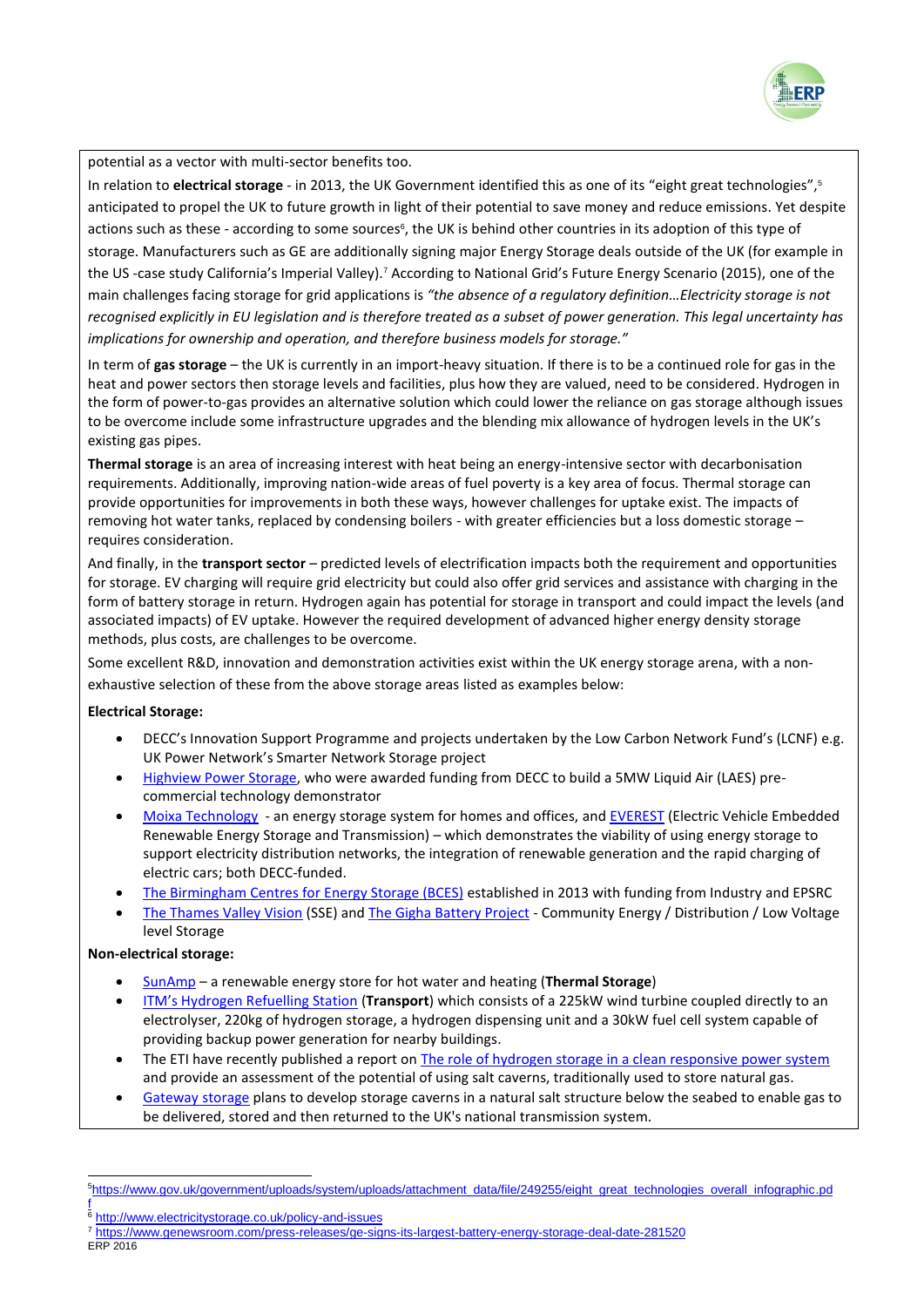potential as a vector with multi-sector benefits too.

In relation to **electrical storage** - in 2013, the UK Government identified this as one of its "eight great technologies",[5] anticipated to propel the UK to future growth in light of their potential to save money and reduce emissions. Yet despite actions such as these - according to some sources[6], the UK is behind other countries in its adoption of this type of storage. Manufacturers such as GE are additionally signing major Energy Storage deals outside of the UK (for example in the US -case study California's Imperial Valley).[7] According to National Grid's Future Energy Scenario (2015), one of the main challenges facing storage for grid applications is *"the absence of a regulatory definition…Electricity storage is not recognised explicitly in EU legislation and is therefore treated as a subset of power generation. This legal uncertainty has implications for ownership and operation, and therefore business models for storage."*

In term of **gas storage** – the UK is currently in an import-heavy situation. If there is to be a continued role for gas in the heat and power sectors then storage levels and facilities, plus how they are valued, need to be considered. Hydrogen in the form of power-to-gas provides an alternative solution which could lower the reliance on gas storage although issues to be overcome include some infrastructure upgrades and the blending mix allowance of hydrogen levels in the UK's existing gas pipes.

**Thermal storage** is an area of increasing interest with heat being an energy-intensive sector with decarbonisation requirements. Additionally, improving nation-wide areas of fuel poverty is a key area of focus. Thermal storage can provide opportunities for improvements in both these ways, however challenges for uptake exist. The impacts of removing hot water tanks, replaced by condensing boilers - with greater efficiencies but a loss domestic storage – requires consideration.

And finally, in the **transport sector** – predicted levels of electrification impacts both the requirement and opportunities for storage. EV charging will require grid electricity but could also offer grid services and assistance with charging in the form of battery storage in return. Hydrogen again has potential for storage in transport and could impact the levels (and associated impacts) of EV uptake. However the required development of advanced higher energy density storage methods, plus costs, are challenges to be overcome.

Some excellent R&D, innovation and demonstration activities exist within the UK energy storage arena, with a non-exhaustive selection of these from the above storage areas listed as examples below:

**Electrical Storage:**

- DECC's Innovation Support Programme and projects undertaken by the Low Carbon Network Fund's (LCNF) e.g. UK Power Network's Smarter Network Storage project
- Highview Power Storage, who were awarded funding from DECC to build a 5MW Liquid Air (LAES) pre-commercial technology demonstrator
- Moixa Technology - an energy storage system for homes and offices, and EVEREST (Electric Vehicle Embedded Renewable Energy Storage and Transmission) – which demonstrates the viability of using energy storage to support electricity distribution networks, the integration of renewable generation and the rapid charging of electric cars; both DECC-funded.
- The Birmingham Centres for Energy Storage (BCES) established in 2013 with funding from Industry and EPSRC
- The Thames Valley Vision (SSE) and The Gigha Battery Project - Community Energy / Distribution / Low Voltage level Storage

**Non-electrical storage:**

- SunAmp – a renewable energy store for hot water and heating (**Thermal Storage**)
- ITM's Hydrogen Refuelling Station (**Transport**) which consists of a 225kW wind turbine coupled directly to an electrolyser, 220kg of hydrogen storage, a hydrogen dispensing unit and a 30kW fuel cell system capable of providing backup power generation for nearby buildings.
- The ETI have recently published a report on The role of hydrogen storage in a clean responsive power system and provide an assessment of the potential of using salt caverns, traditionally used to store natural gas.
- Gateway storage plans to develop storage caverns in a natural salt structure below the seabed to enable gas to be delivered, stored and then returned to the UK's national transmission system.

---

[5] https://www.gov.uk/government/uploads/system/uploads/attachment_data/file/249255/eight_great_technologies_overall_infographic.pdf

[6] http://www.electricitystorage.co.uk/policy-and-issues

[7] https://www.genewsroom.com/press-releases/ge-signs-its-largest-battery-energy-storage-deal-date-281520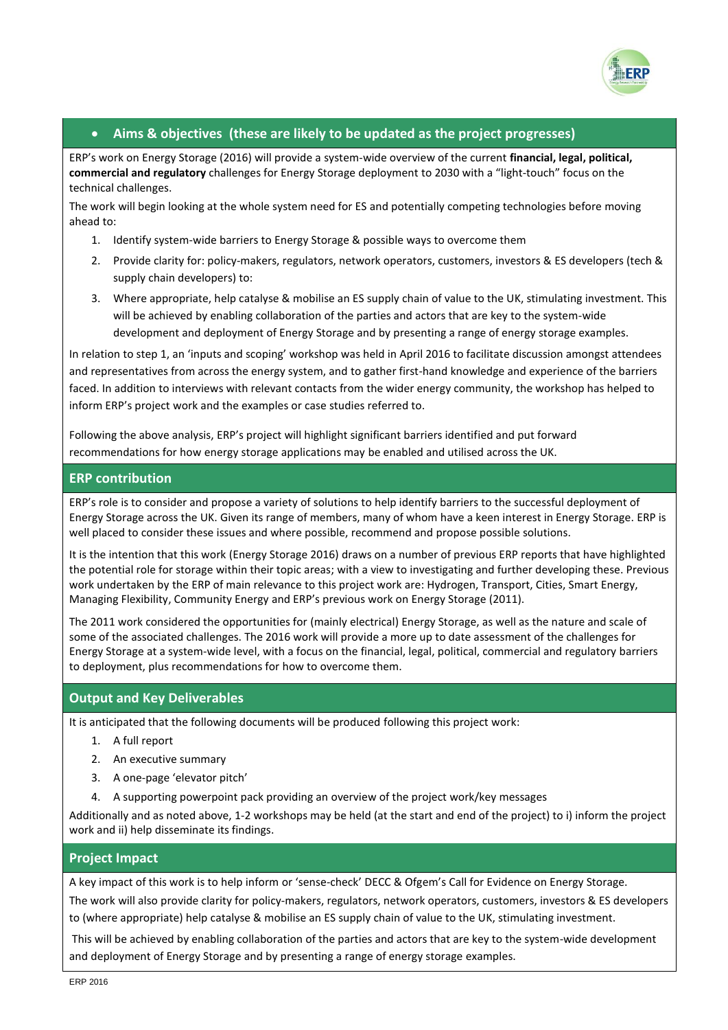## Aims & objectives (these are likely to be updated as the project progresses)

ERP's work on Energy Storage (2016) will provide a system-wide overview of the current **financial, legal, political, commercial and regulatory** challenges for Energy Storage deployment to 2030 with a "light-touch" focus on the technical challenges.

The work will begin looking at the whole system need for ES and potentially competing technologies before moving ahead to:

1. Identify system-wide barriers to Energy Storage & possible ways to overcome them
2. Provide clarity for: policy-makers, regulators, network operators, customers, investors & ES developers (tech & supply chain developers) to:
3. Where appropriate, help catalyse & mobilise an ES supply chain of value to the UK, stimulating investment. This will be achieved by enabling collaboration of the parties and actors that are key to the system-wide development and deployment of Energy Storage and by presenting a range of energy storage examples.

In relation to step 1, an 'inputs and scoping' workshop was held in April 2016 to facilitate discussion amongst attendees and representatives from across the energy system, and to gather first-hand knowledge and experience of the barriers faced. In addition to interviews with relevant contacts from the wider energy community, the workshop has helped to inform ERP's project work and the examples or case studies referred to.

Following the above analysis, ERP's project will highlight significant barriers identified and put forward recommendations for how energy storage applications may be enabled and utilised across the UK.

## ERP contribution

ERP's role is to consider and propose a variety of solutions to help identify barriers to the successful deployment of Energy Storage across the UK. Given its range of members, many of whom have a keen interest in Energy Storage. ERP is well placed to consider these issues and where possible, recommend and propose possible solutions.

It is the intention that this work (Energy Storage 2016) draws on a number of previous ERP reports that have highlighted the potential role for storage within their topic areas; with a view to investigating and further developing these. Previous work undertaken by the ERP of main relevance to this project work are: Hydrogen, Transport, Cities, Smart Energy, Managing Flexibility, Community Energy and ERP's previous work on Energy Storage (2011).

The 2011 work considered the opportunities for (mainly electrical) Energy Storage, as well as the nature and scale of some of the associated challenges. The 2016 work will provide a more up to date assessment of the challenges for Energy Storage at a system-wide level, with a focus on the financial, legal, political, commercial and regulatory barriers to deployment, plus recommendations for how to overcome them.

## Output and Key Deliverables

It is anticipated that the following documents will be produced following this project work:

1. A full report
2. An executive summary
3. A one-page 'elevator pitch'
4. A supporting powerpoint pack providing an overview of the project work/key messages

Additionally and as noted above, 1-2 workshops may be held (at the start and end of the project) to i) inform the project work and ii) help disseminate its findings.

## Project Impact

A key impact of this work is to help inform or 'sense-check' DECC & Ofgem's Call for Evidence on Energy Storage.

The work will also provide clarity for policy-makers, regulators, network operators, customers, investors & ES developers to (where appropriate) help catalyse & mobilise an ES supply chain of value to the UK, stimulating investment.

This will be achieved by enabling collaboration of the parties and actors that are key to the system-wide development and deployment of Energy Storage and by presenting a range of energy storage examples.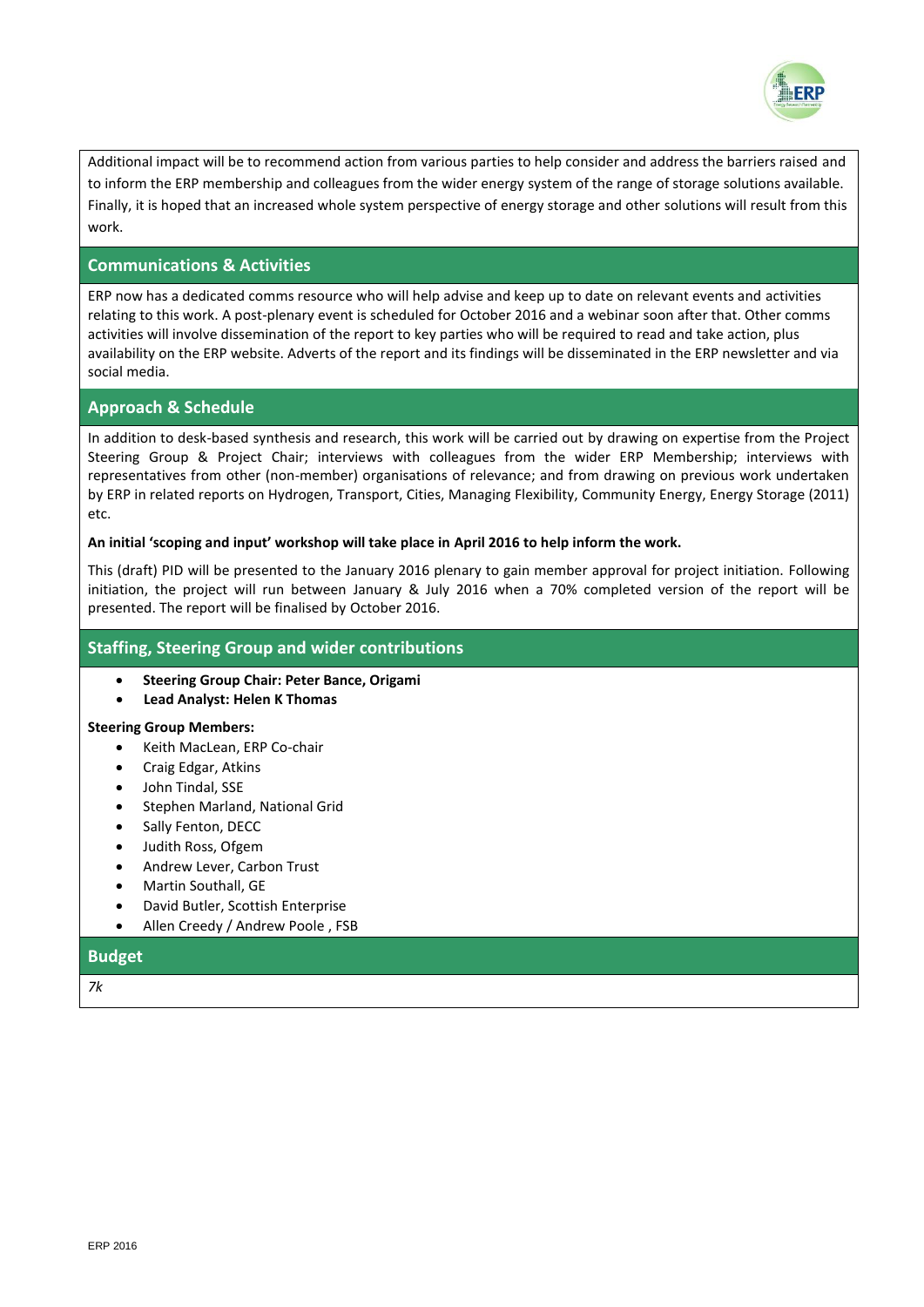Additional impact will be to recommend action from various parties to help consider and address the barriers raised and to inform the ERP membership and colleagues from the wider energy system of the range of storage solutions available. Finally, it is hoped that an increased whole system perspective of energy storage and other solutions will result from this work.

## Communications & Activities

ERP now has a dedicated comms resource who will help advise and keep up to date on relevant events and activities relating to this work. A post-plenary event is scheduled for October 2016 and a webinar soon after that. Other comms activities will involve dissemination of the report to key parties who will be required to read and take action, plus availability on the ERP website. Adverts of the report and its findings will be disseminated in the ERP newsletter and via social media.

## Approach & Schedule

In addition to desk-based synthesis and research, this work will be carried out by drawing on expertise from the Project Steering Group & Project Chair; interviews with colleagues from the wider ERP Membership; interviews with representatives from other (non-member) organisations of relevance; and from drawing on previous work undertaken by ERP in related reports on Hydrogen, Transport, Cities, Managing Flexibility, Community Energy, Energy Storage (2011) etc.

**An initial 'scoping and input' workshop will take place in April 2016 to help inform the work.**

This (draft) PID will be presented to the January 2016 plenary to gain member approval for project initiation. Following initiation, the project will run between January & July 2016 when a 70% completed version of the report will be presented. The report will be finalised by October 2016.

## Staffing, Steering Group and wider contributions

- **Steering Group Chair: Peter Bance, Origami**
- **Lead Analyst: Helen K Thomas**

**Steering Group Members:**

- Keith MacLean, ERP Co-chair
- Craig Edgar, Atkins
- John Tindal, SSE
- Stephen Marland, National Grid
- Sally Fenton, DECC
- Judith Ross, Ofgem
- Andrew Lever, Carbon Trust
- Martin Southall, GE
- David Butler, Scottish Enterprise
- Allen Creedy / Andrew Poole , FSB

## Budget

*7k*